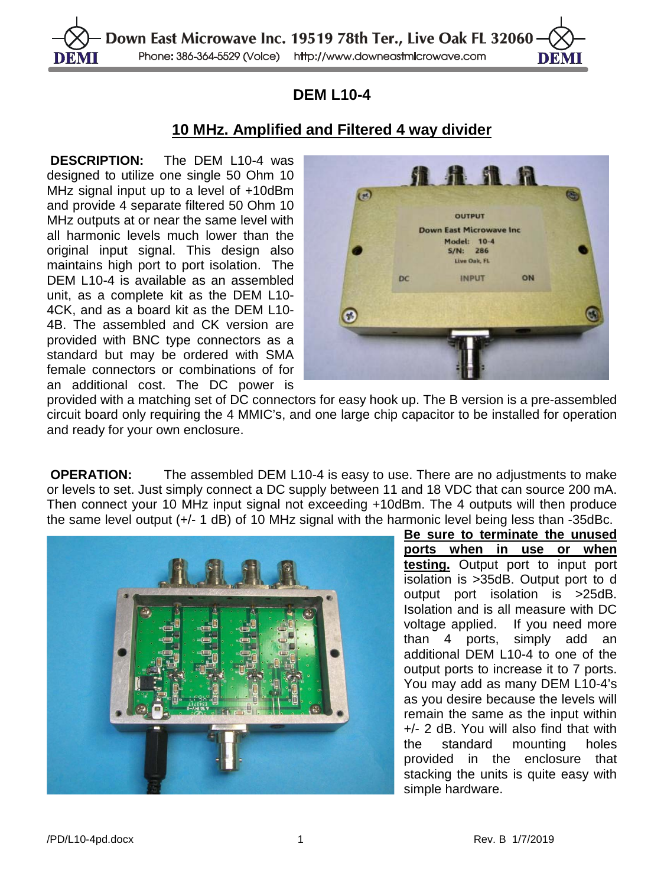# DEM L10-4

## 10 MHz. Amplified and Filtered 4 way divider

**DESCRIPTION:** The DEM L10-4 was designed to utilize one single 50 Ohm 10 MHz signal input up to a level of +10dBm and provide 4 separate filtered 50 Ohm 10 MHz outputs at or near the same level with all harmonic levels much lower than the original input signal. This design also maintains high port to port isolation. The DEM L10-4 is available as an assembled unit, as a complete kit as the DEM L10-4CK, and as a board kit as the DEM L10-4B. The assembled and CK version are provided with BNC type connectors as a standard but may be ordered with SMA female connectors or combinations of for an additional cost. The DC power is provided with a matching set of DC connectors for easy hook up. The B version is a pre-assembled circuit board only requiring the 4 MMIC's, and one large chip capacitor to be installed for operation and ready for your own enclosure.

**OPERATION:** The assembled DEM L10-4 is easy to use. There are no adjustments to make or levels to set. Just simply connect a DC supply between 11 and 18 VDC that can source 200 mA. Then connect your 10 MHz input signal not exceeding +10dBm. The 4 outputs will then produce the same level output (+/- 1 dB) of 10 MHz signal with the harmonic level being less than -35dBc. **Be sure to terminate the unused ports when in use or when testing.** Output port to input port isolation is >35dB. Output port to d output port isolation is >25dB. Isolation and is all measure with DC voltage applied. If you need more than 4 ports, simply add an additional DEM L10-4 to one of the output ports to increase it to 7 ports. You may add as many DEM L10-4's as you desire because the levels will remain the same as the input within +/- 2 dB. You will also find that with the standard mounting holes provided in the enclosure that stacking the units is quite easy with simple hardware.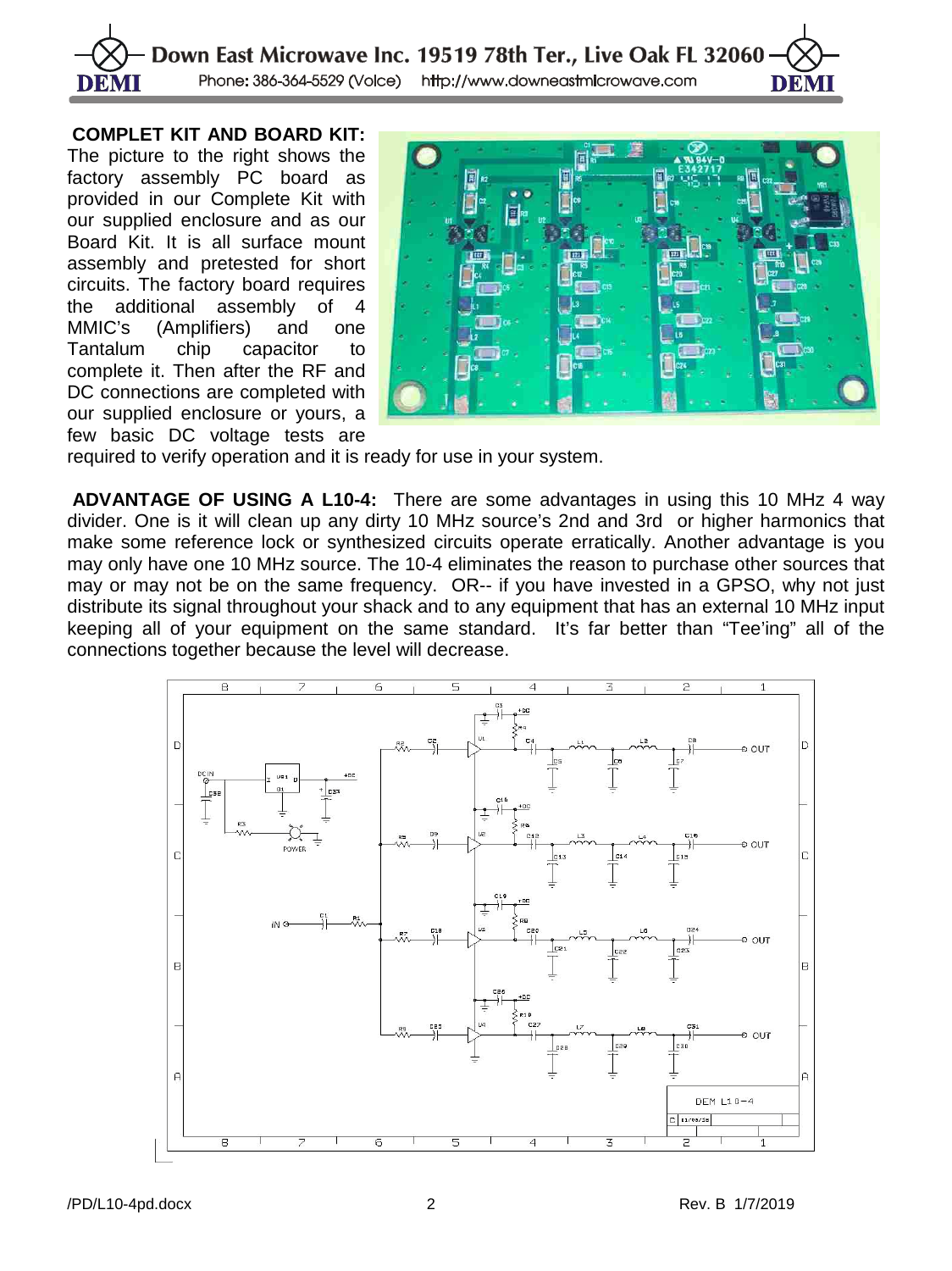**COMPLET KIT AND BOARD KIT:** The picture to the right shows the factory assembly PC board as provided in our Complete Kit with our supplied enclosure and as our Board Kit. It is all surface mount assembly and pretested for short circuits. The factory board requires the additional assembly of 4 MMIC's (Amplifiers) and one Tantalum chip capacitor to complete it. Then after the RF and DC connections are completed with our supplied enclosure or yours, a few basic DC voltage tests are required to verify operation and it is ready for use in your system.

**ADVANTAGE OF USING A L10-4:** There are some advantages in using this 10 MHz 4 way divider. One is it will clean up any dirty 10 MHz source's 2nd and 3rd or higher harmonics that make some reference lock or synthesized circuits operate erratically. Another advantage is you may only have one 10 MHz source. The 10-4 eliminates the reason to purchase other sources that may or may not be on the same frequency. OR-- if you have invested in a GPSO, why not just distribute its signal throughout your shack and to any equipment that has an external 10 MHz input keeping all of your equipment on the same standard. It's far better than "Tee'ing" all of the connections together because the level will decrease.

DEM L10-4